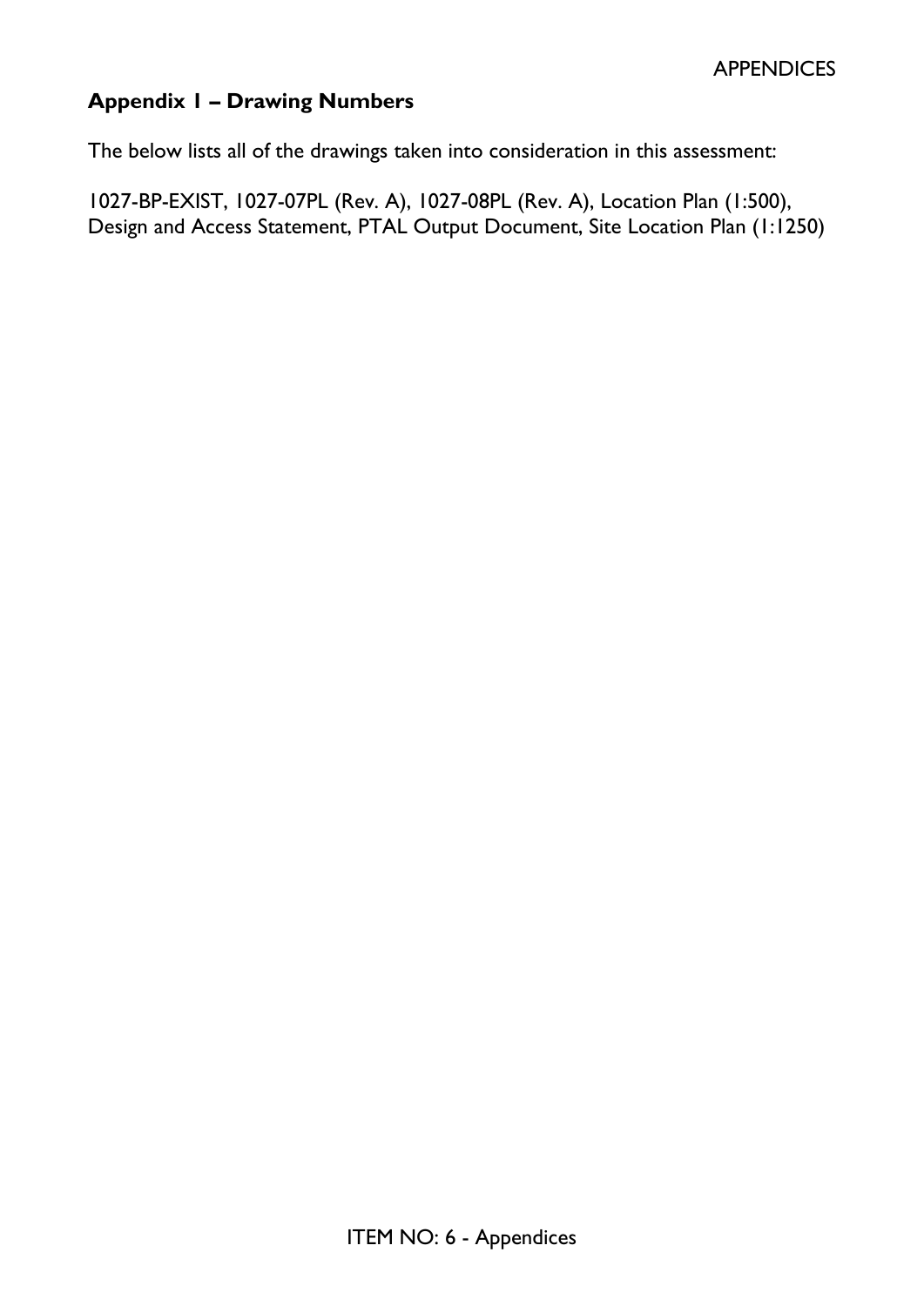## Appendix 1 – Drawing Numbers

The below lists all of the drawings taken into consideration in this assessment:

1027-BP-EXIST, 1027-07PL (Rev. A), 1027-08PL (Rev. A), Location Plan (1:500), Design and Access Statement, PTAL Output Document, Site Location Plan (1:1250)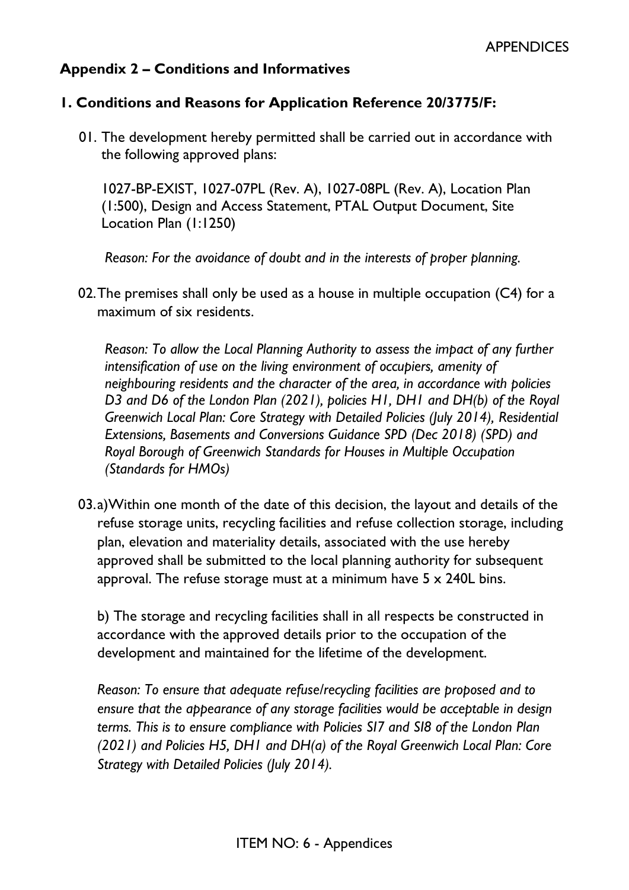## Appendix 2 – Conditions and Informatives

### 1. Conditions and Reasons for Application Reference 20/3775/F:

01. The development hereby permitted shall be carried out in accordance with the following approved plans:

    1027-BP-EXIST, 1027-07PL (Rev. A), 1027-08PL (Rev. A), Location Plan (1:500), Design and Access Statement, PTAL Output Document, Site Location Plan (1:1250)

    *Reason: For the avoidance of doubt and in the interests of proper planning.*

02. The premises shall only be used as a house in multiple occupation (C4) for a maximum of six residents.

    *Reason: To allow the Local Planning Authority to assess the impact of any further intensification of use on the living environment of occupiers, amenity of neighbouring residents and the character of the area, in accordance with policies D3 and D6 of the London Plan (2021), policies H1, DH1 and DH(b) of the Royal Greenwich Local Plan: Core Strategy with Detailed Policies (July 2014), Residential Extensions, Basements and Conversions Guidance SPD (Dec 2018) (SPD) and Royal Borough of Greenwich Standards for Houses in Multiple Occupation (Standards for HMOs)*

03. a) Within one month of the date of this decision, the layout and details of the refuse storage units, recycling facilities and refuse collection storage, including plan, elevation and materiality details, associated with the use hereby approved shall be submitted to the local planning authority for subsequent approval. The refuse storage must at a minimum have 5 x 240L bins.

    b) The storage and recycling facilities shall in all respects be constructed in accordance with the approved details prior to the occupation of the development and maintained for the lifetime of the development.

    *Reason: To ensure that adequate refuse/recycling facilities are proposed and to ensure that the appearance of any storage facilities would be acceptable in design terms. This is to ensure compliance with Policies SI7 and SI8 of the London Plan (2021) and Policies H5, DH1 and DH(a) of the Royal Greenwich Local Plan: Core Strategy with Detailed Policies (July 2014).*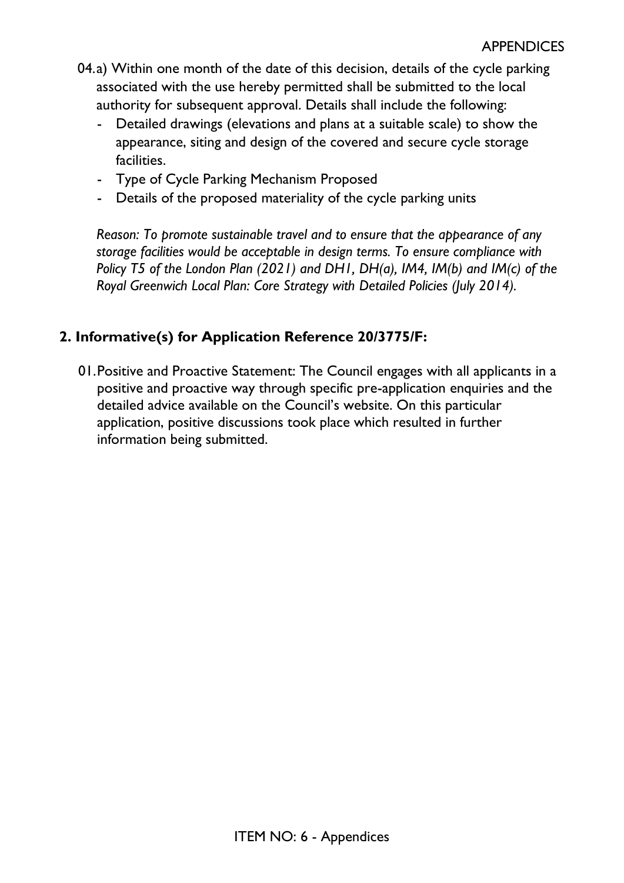04. a) Within one month of the date of this decision, details of the cycle parking associated with the use hereby permitted shall be submitted to the local authority for subsequent approval. Details shall include the following:

- Detailed drawings (elevations and plans at a suitable scale) to show the appearance, siting and design of the covered and secure cycle storage facilities.
- Type of Cycle Parking Mechanism Proposed
- Details of the proposed materiality of the cycle parking units

*Reason: To promote sustainable travel and to ensure that the appearance of any storage facilities would be acceptable in design terms. To ensure compliance with Policy T5 of the London Plan (2021) and DH1, DH(a), IM4, IM(b) and IM(c) of the Royal Greenwich Local Plan: Core Strategy with Detailed Policies (July 2014).*

## 2. Informative(s) for Application Reference 20/3775/F:

01. Positive and Proactive Statement: The Council engages with all applicants in a positive and proactive way through specific pre-application enquiries and the detailed advice available on the Council's website. On this particular application, positive discussions took place which resulted in further information being submitted.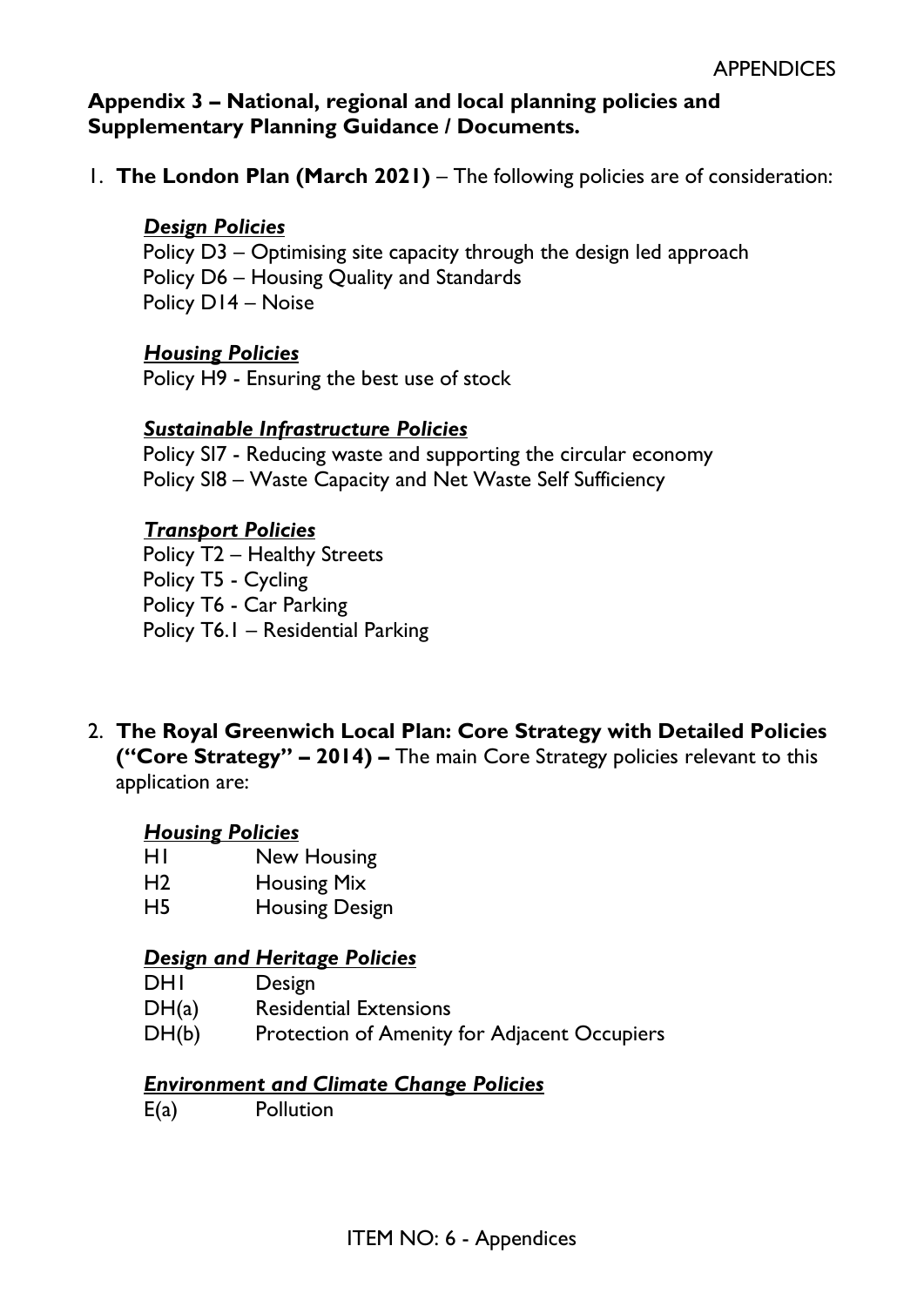## Appendix 3 – National, regional and local planning policies and Supplementary Planning Guidance / Documents.

1. **The London Plan (March 2021)** – The following policies are of consideration:

   ***Design Policies***
   Policy D3 – Optimising site capacity through the design led approach
   Policy D6 – Housing Quality and Standards
   Policy D14 – Noise

   ***Housing Policies***
   Policy H9 - Ensuring the best use of stock

   ***Sustainable Infrastructure Policies***
   Policy SI7 - Reducing waste and supporting the circular economy
   Policy SI8 – Waste Capacity and Net Waste Self Sufficiency

   ***Transport Policies***
   Policy T2 – Healthy Streets
   Policy T5 - Cycling
   Policy T6 - Car Parking
   Policy T6.1 – Residential Parking

2. **The Royal Greenwich Local Plan: Core Strategy with Detailed Policies ("Core Strategy" – 2014) –** The main Core Strategy policies relevant to this application are:

   ***Housing Policies***
   H1 New Housing
   H2 Housing Mix
   H5 Housing Design

   ***Design and Heritage Policies***
   DH1 Design
   DH(a) Residential Extensions
   DH(b) Protection of Amenity for Adjacent Occupiers

   ***Environment and Climate Change Policies***
   E(a) Pollution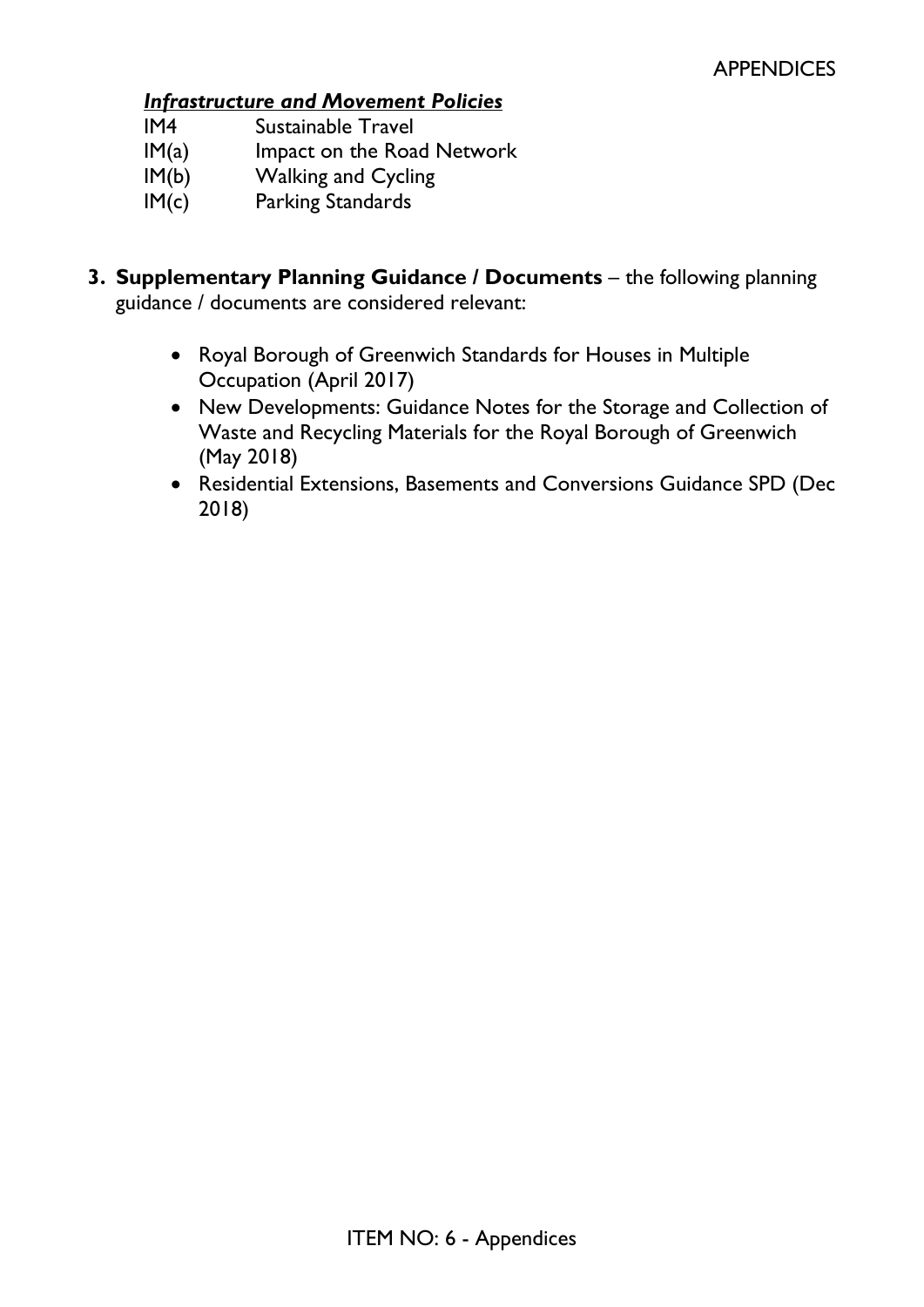***Infrastructure and Movement Policies***

| | |
|---|---|
| IM4 | Sustainable Travel |
| IM(a) | Impact on the Road Network |
| IM(b) | Walking and Cycling |
| IM(c) | Parking Standards |

**3. Supplementary Planning Guidance / Documents** – the following planning guidance / documents are considered relevant:

- Royal Borough of Greenwich Standards for Houses in Multiple Occupation (April 2017)
- New Developments: Guidance Notes for the Storage and Collection of Waste and Recycling Materials for the Royal Borough of Greenwich (May 2018)
- Residential Extensions, Basements and Conversions Guidance SPD (Dec 2018)